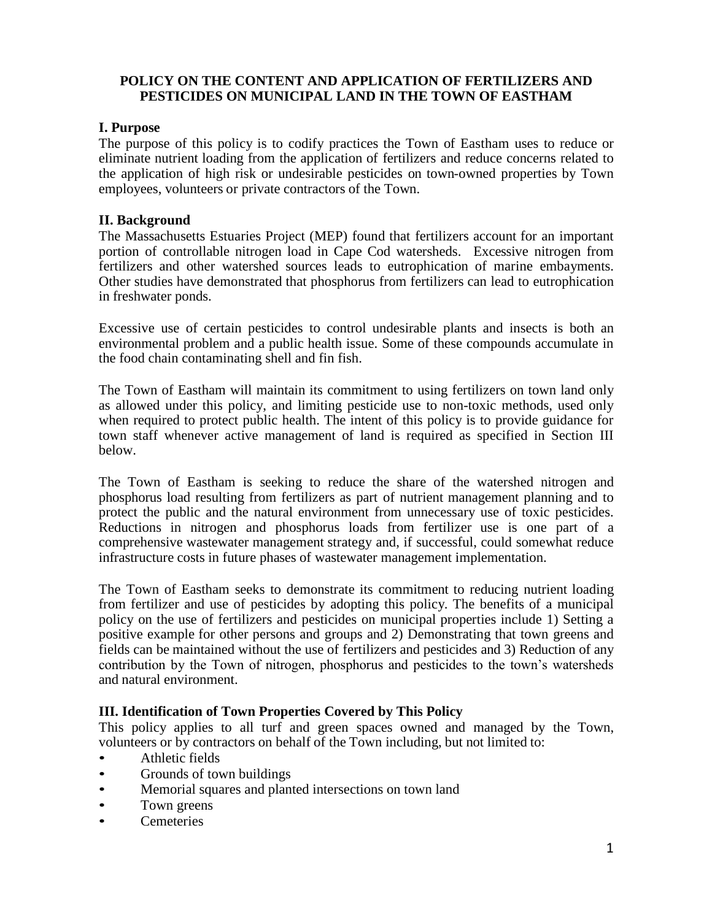# POLICY ON THE CONTENT AND APPLICATION OF FERTILIZERS AND PESTICIDES ON MUNICIPAL LAND IN THE TOWN OF EASTHAM

## I. Purpose

The purpose of this policy is to codify practices the Town of Eastham uses to reduce or eliminate nutrient loading from the application of fertilizers and reduce concerns related to the application of high risk or undesirable pesticides on town-owned properties by Town employees, volunteers or private contractors of the Town.

## II. Background

The Massachusetts Estuaries Project (MEP) found that fertilizers account for an important portion of controllable nitrogen load in Cape Cod watersheds. Excessive nitrogen from fertilizers and other watershed sources leads to eutrophication of marine embayments. Other studies have demonstrated that phosphorus from fertilizers can lead to eutrophication in freshwater ponds.

Excessive use of certain pesticides to control undesirable plants and insects is both an environmental problem and a public health issue. Some of these compounds accumulate in the food chain contaminating shell and fin fish.

The Town of Eastham will maintain its commitment to using fertilizers on town land only as allowed under this policy, and limiting pesticide use to non-toxic methods, used only when required to protect public health. The intent of this policy is to provide guidance for town staff whenever active management of land is required as specified in Section III below.

The Town of Eastham is seeking to reduce the share of the watershed nitrogen and phosphorus load resulting from fertilizers as part of nutrient management planning and to protect the public and the natural environment from unnecessary use of toxic pesticides. Reductions in nitrogen and phosphorus loads from fertilizer use is one part of a comprehensive wastewater management strategy and, if successful, could somewhat reduce infrastructure costs in future phases of wastewater management implementation.

The Town of Eastham seeks to demonstrate its commitment to reducing nutrient loading from fertilizer and use of pesticides by adopting this policy. The benefits of a municipal policy on the use of fertilizers and pesticides on municipal properties include 1) Setting a positive example for other persons and groups and 2) Demonstrating that town greens and fields can be maintained without the use of fertilizers and pesticides and 3) Reduction of any contribution by the Town of nitrogen, phosphorus and pesticides to the town's watersheds and natural environment.

## III. Identification of Town Properties Covered by This Policy

This policy applies to all turf and green spaces owned and managed by the Town, volunteers or by contractors on behalf of the Town including, but not limited to:

- Athletic fields
- Grounds of town buildings
- Memorial squares and planted intersections on town land
- Town greens
- Cemeteries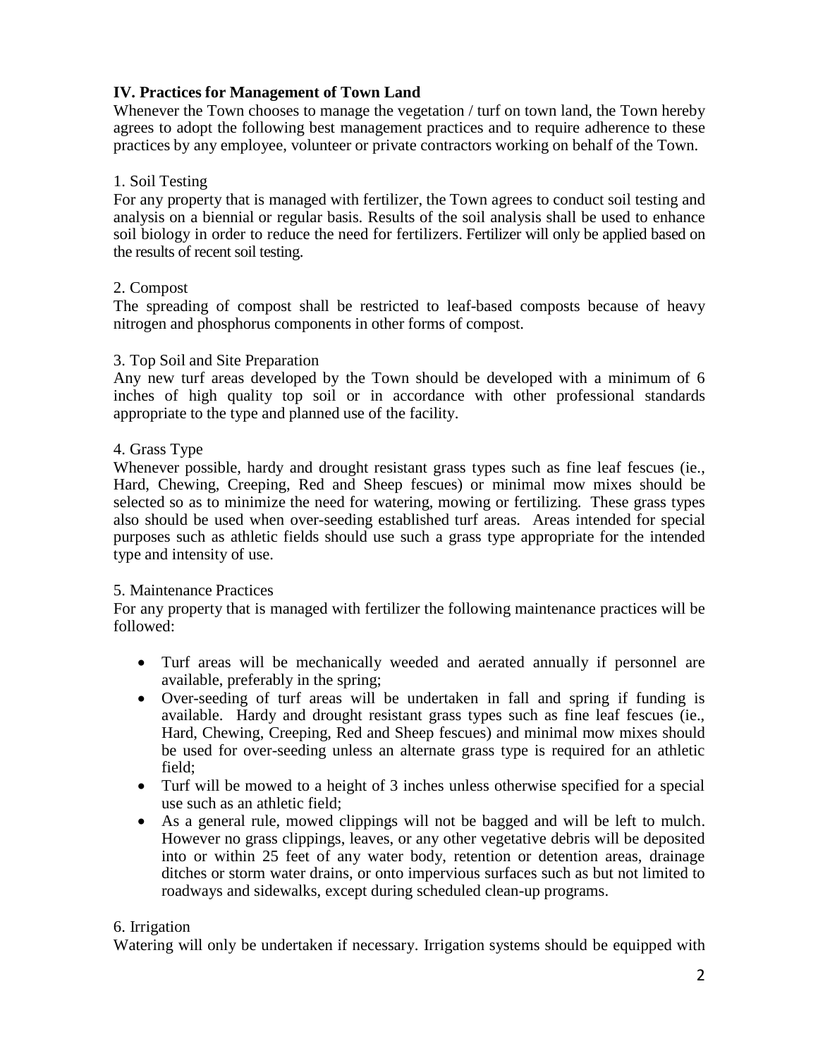## IV. Practices for Management of Town Land

Whenever the Town chooses to manage the vegetation / turf on town land, the Town hereby agrees to adopt the following best management practices and to require adherence to these practices by any employee, volunteer or private contractors working on behalf of the Town.

1. Soil Testing

For any property that is managed with fertilizer, the Town agrees to conduct soil testing and analysis on a biennial or regular basis. Results of the soil analysis shall be used to enhance soil biology in order to reduce the need for fertilizers. Fertilizer will only be applied based on the results of recent soil testing.

2. Compost

The spreading of compost shall be restricted to leaf-based composts because of heavy nitrogen and phosphorus components in other forms of compost.

3. Top Soil and Site Preparation

Any new turf areas developed by the Town should be developed with a minimum of 6 inches of high quality top soil or in accordance with other professional standards appropriate to the type and planned use of the facility.

4. Grass Type

Whenever possible, hardy and drought resistant grass types such as fine leaf fescues (ie., Hard, Chewing, Creeping, Red and Sheep fescues) or minimal mow mixes should be selected so as to minimize the need for watering, mowing or fertilizing. These grass types also should be used when over-seeding established turf areas. Areas intended for special purposes such as athletic fields should use such a grass type appropriate for the intended type and intensity of use.

5. Maintenance Practices

For any property that is managed with fertilizer the following maintenance practices will be followed:

- Turf areas will be mechanically weeded and aerated annually if personnel are available, preferably in the spring;
- Over-seeding of turf areas will be undertaken in fall and spring if funding is available. Hardy and drought resistant grass types such as fine leaf fescues (ie., Hard, Chewing, Creeping, Red and Sheep fescues) and minimal mow mixes should be used for over-seeding unless an alternate grass type is required for an athletic field;
- Turf will be mowed to a height of 3 inches unless otherwise specified for a special use such as an athletic field;
- As a general rule, mowed clippings will not be bagged and will be left to mulch. However no grass clippings, leaves, or any other vegetative debris will be deposited into or within 25 feet of any water body, retention or detention areas, drainage ditches or storm water drains, or onto impervious surfaces such as but not limited to roadways and sidewalks, except during scheduled clean-up programs.

6. Irrigation

Watering will only be undertaken if necessary. Irrigation systems should be equipped with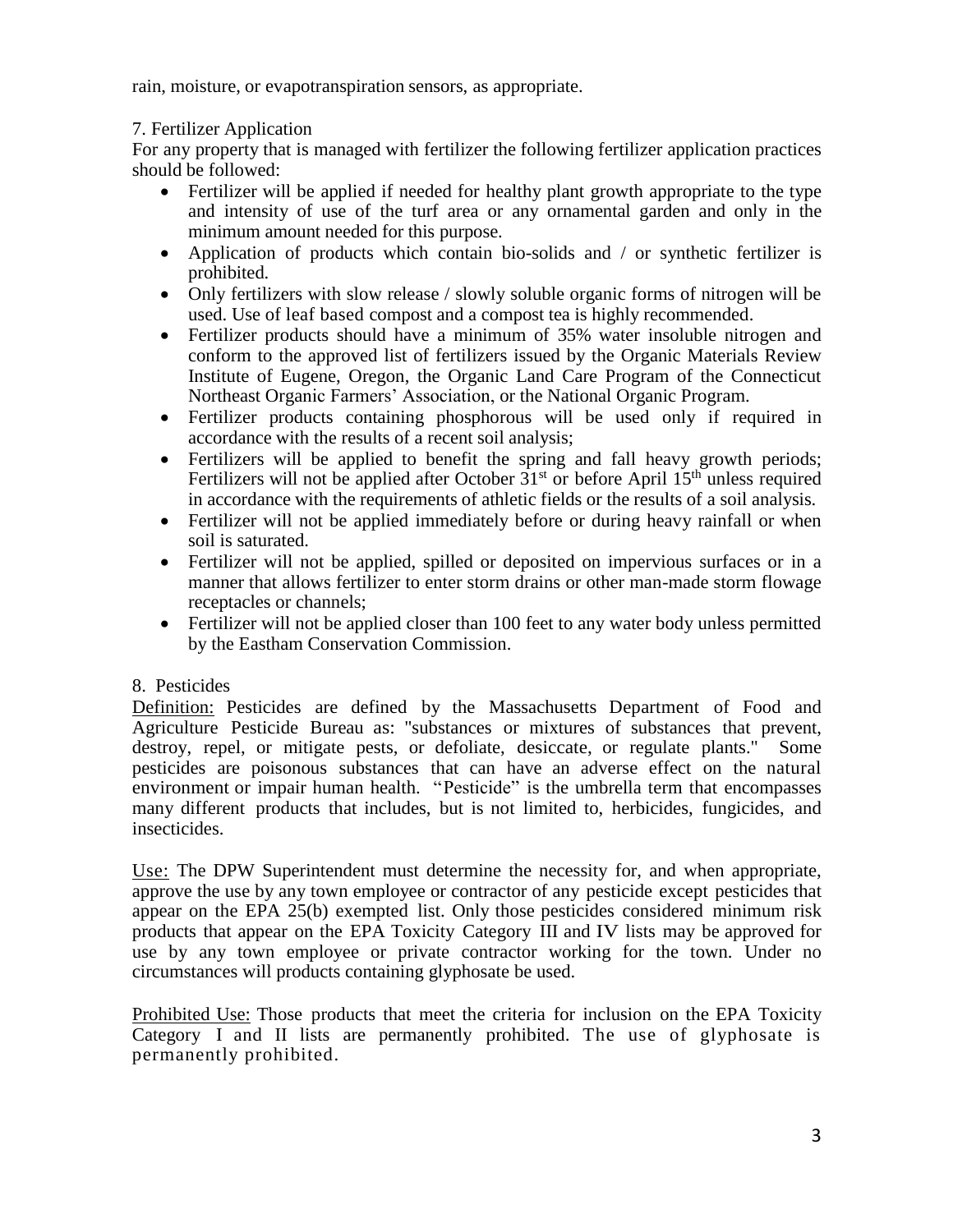rain, moisture, or evapotranspiration sensors, as appropriate.

7. Fertilizer Application

For any property that is managed with fertilizer the following fertilizer application practices should be followed:

- Fertilizer will be applied if needed for healthy plant growth appropriate to the type and intensity of use of the turf area or any ornamental garden and only in the minimum amount needed for this purpose.
- Application of products which contain bio-solids and / or synthetic fertilizer is prohibited.
- Only fertilizers with slow release / slowly soluble organic forms of nitrogen will be used. Use of leaf based compost and a compost tea is highly recommended.
- Fertilizer products should have a minimum of 35% water insoluble nitrogen and conform to the approved list of fertilizers issued by the Organic Materials Review Institute of Eugene, Oregon, the Organic Land Care Program of the Connecticut Northeast Organic Farmers' Association, or the National Organic Program.
- Fertilizer products containing phosphorous will be used only if required in accordance with the results of a recent soil analysis;
- Fertilizers will be applied to benefit the spring and fall heavy growth periods; Fertilizers will not be applied after October 31st or before April 15th unless required in accordance with the requirements of athletic fields or the results of a soil analysis.
- Fertilizer will not be applied immediately before or during heavy rainfall or when soil is saturated.
- Fertilizer will not be applied, spilled or deposited on impervious surfaces or in a manner that allows fertilizer to enter storm drains or other man-made storm flowage receptacles or channels;
- Fertilizer will not be applied closer than 100 feet to any water body unless permitted by the Eastham Conservation Commission.

8. Pesticides

Definition: Pesticides are defined by the Massachusetts Department of Food and Agriculture Pesticide Bureau as: "substances or mixtures of substances that prevent, destroy, repel, or mitigate pests, or defoliate, desiccate, or regulate plants." Some pesticides are poisonous substances that can have an adverse effect on the natural environment or impair human health. "Pesticide" is the umbrella term that encompasses many different products that includes, but is not limited to, herbicides, fungicides, and insecticides.

Use: The DPW Superintendent must determine the necessity for, and when appropriate, approve the use by any town employee or contractor of any pesticide except pesticides that appear on the EPA 25(b) exempted list. Only those pesticides considered minimum risk products that appear on the EPA Toxicity Category III and IV lists may be approved for use by any town employee or private contractor working for the town. Under no circumstances will products containing glyphosate be used.

Prohibited Use: Those products that meet the criteria for inclusion on the EPA Toxicity Category I and II lists are permanently prohibited. The use of glyphosate is permanently prohibited.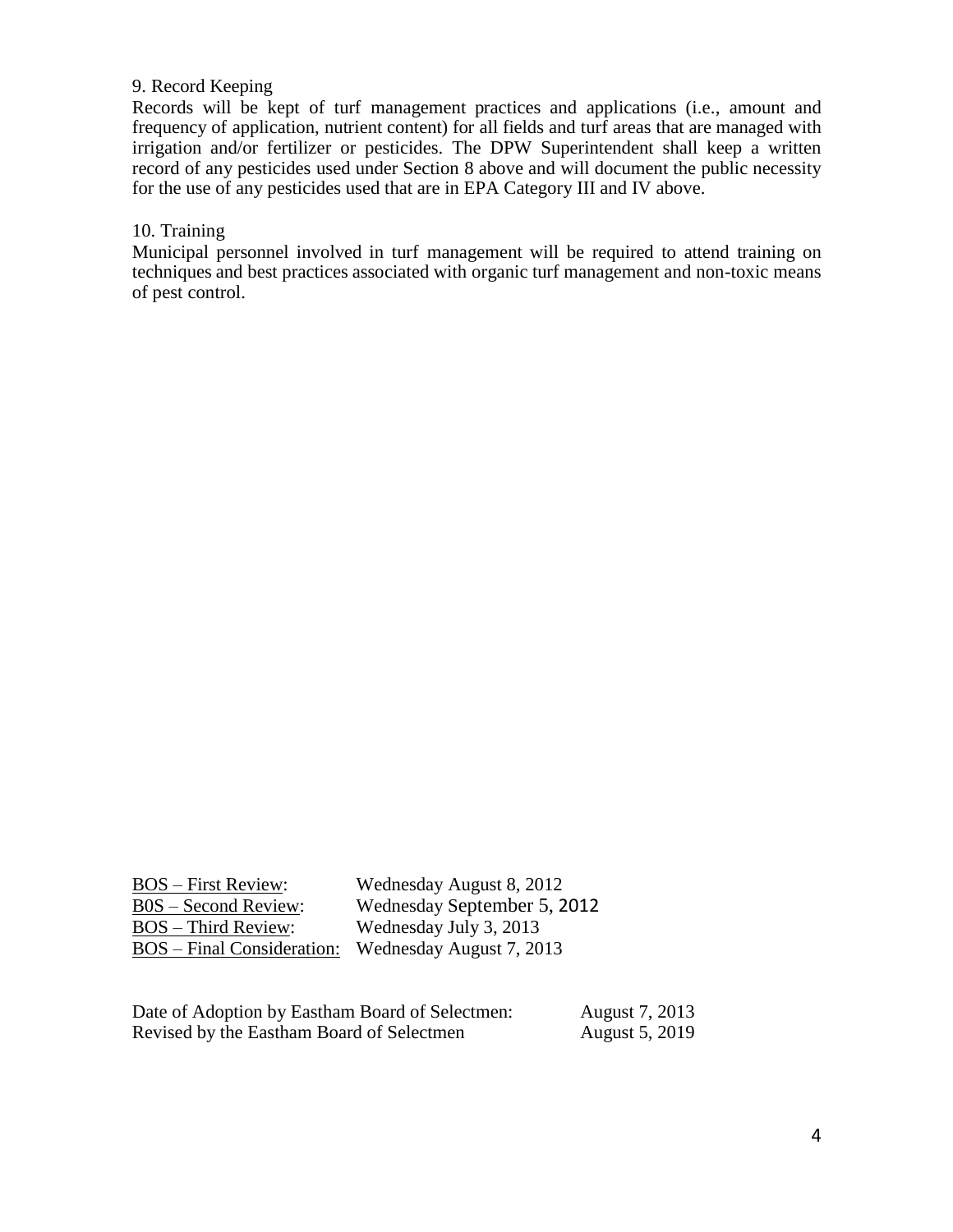9. Record Keeping

Records will be kept of turf management practices and applications (i.e., amount and frequency of application, nutrient content) for all fields and turf areas that are managed with irrigation and/or fertilizer or pesticides. The DPW Superintendent shall keep a written record of any pesticides used under Section 8 above and will document the public necessity for the use of any pesticides used that are in EPA Category III and IV above.

10. Training

Municipal personnel involved in turf management will be required to attend training on techniques and best practices associated with organic turf management and non-toxic means of pest control.

| | |
|---|---|
| <u>BOS – First Review</u>: | Wednesday August 8, 2012 |
| <u>B0S – Second Review</u>: | Wednesday September 5, 2012 |
| <u>BOS – Third Review</u>: | Wednesday July 3, 2013 |
| <u>BOS – Final Consideration:</u> | Wednesday August 7, 2013 |

| | |
|---|---|
| Date of Adoption by Eastham Board of Selectmen: | August 7, 2013 |
| Revised by the Eastham Board of Selectmen | August 5, 2019 |